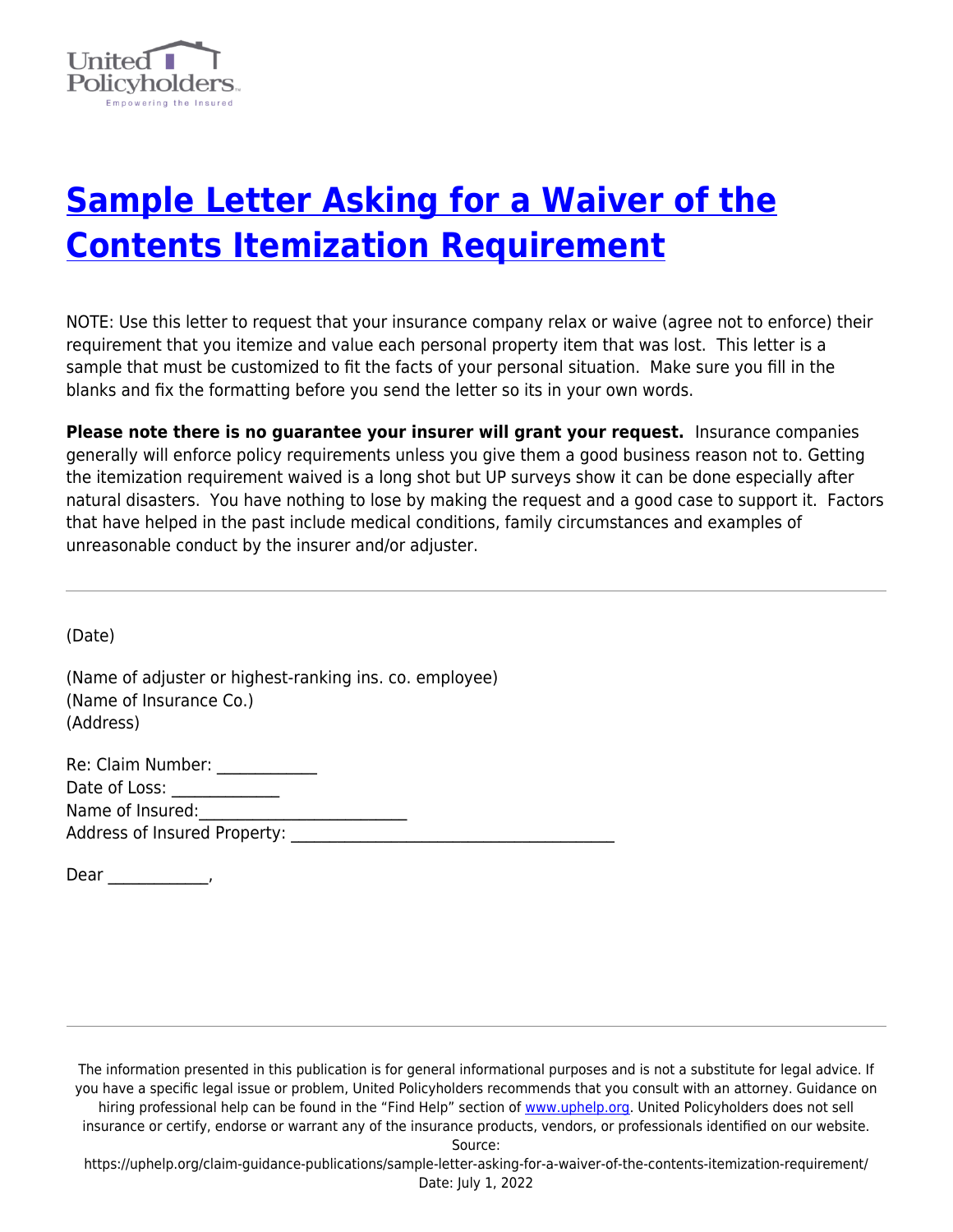# Sample Letter Asking for a Waiver of the Contents Itemization Requirement

NOTE: Use this letter to request that your insurance company relax or waive (agree not to enforce) their requirement that you itemize and value each personal property item that was lost. This letter is a sample that must be customized to fit the facts of your personal situation. Make sure you fill in the blanks and fix the formatting before you send the letter so its in your own words.

**Please note there is no guarantee your insurer will grant your request.** Insurance companies generally will enforce policy requirements unless you give them a good business reason not to. Getting the itemization requirement waived is a long shot but UP surveys show it can be done especially after natural disasters. You have nothing to lose by making the request and a good case to support it. Factors that have helped in the past include medical conditions, family circumstances and examples of unreasonable conduct by the insurer and/or adjuster.

---

(Date)

(Name of adjuster or highest-ranking ins. co. employee)
(Name of Insurance Co.)
(Address)

Re: Claim Number: ____________
Date of Loss: _____________
Name of Insured:_________________________
Address of Insured Property: _______________________________________

Dear ____________,

---

The information presented in this publication is for general informational purposes and is not a substitute for legal advice. If you have a specific legal issue or problem, United Policyholders recommends that you consult with an attorney. Guidance on hiring professional help can be found in the "Find Help" section of www.uphelp.org. United Policyholders does not sell insurance or certify, endorse or warrant any of the insurance products, vendors, or professionals identified on our website.
Source:
https://uphelp.org/claim-guidance-publications/sample-letter-asking-for-a-waiver-of-the-contents-itemization-requirement/
Date: July 1, 2022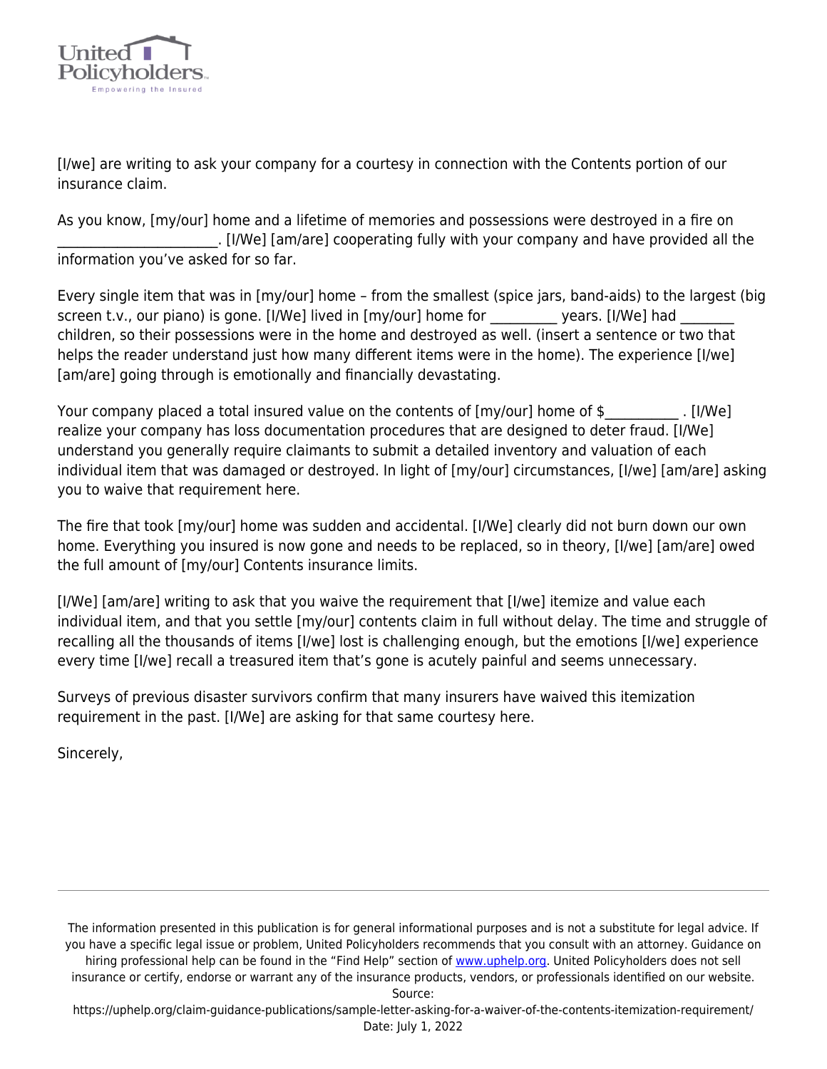[I/we] are writing to ask your company for a courtesy in connection with the Contents portion of our insurance claim.

As you know, [my/our] home and a lifetime of memories and possessions were destroyed in a fire on _______________________. [I/We] [am/are] cooperating fully with your company and have provided all the information you've asked for so far.

Every single item that was in [my/our] home – from the smallest (spice jars, band-aids) to the largest (big screen t.v., our piano) is gone. [I/We] lived in [my/our] home for __________ years. [I/We] had ________ children, so their possessions were in the home and destroyed as well. (insert a sentence or two that helps the reader understand just how many different items were in the home). The experience [I/we] [am/are] going through is emotionally and financially devastating.

Your company placed a total insured value on the contents of [my/our] home of $___________ . [I/We] realize your company has loss documentation procedures that are designed to deter fraud. [I/We] understand you generally require claimants to submit a detailed inventory and valuation of each individual item that was damaged or destroyed. In light of [my/our] circumstances, [I/we] [am/are] asking you to waive that requirement here.

The fire that took [my/our] home was sudden and accidental. [I/We] clearly did not burn down our own home. Everything you insured is now gone and needs to be replaced, so in theory, [I/we] [am/are] owed the full amount of [my/our] Contents insurance limits.

[I/We] [am/are] writing to ask that you waive the requirement that [I/we] itemize and value each individual item, and that you settle [my/our] contents claim in full without delay. The time and struggle of recalling all the thousands of items [I/we] lost is challenging enough, but the emotions [I/we] experience every time [I/we] recall a treasured item that's gone is acutely painful and seems unnecessary.

Surveys of previous disaster survivors confirm that many insurers have waived this itemization requirement in the past. [I/We] are asking for that same courtesy here.

Sincerely,

---

The information presented in this publication is for general informational purposes and is not a substitute for legal advice. If you have a specific legal issue or problem, United Policyholders recommends that you consult with an attorney. Guidance on hiring professional help can be found in the "Find Help" section of www.uphelp.org. United Policyholders does not sell insurance or certify, endorse or warrant any of the insurance products, vendors, or professionals identified on our website.
Source:
https://uphelp.org/claim-guidance-publications/sample-letter-asking-for-a-waiver-of-the-contents-itemization-requirement/
Date: July 1, 2022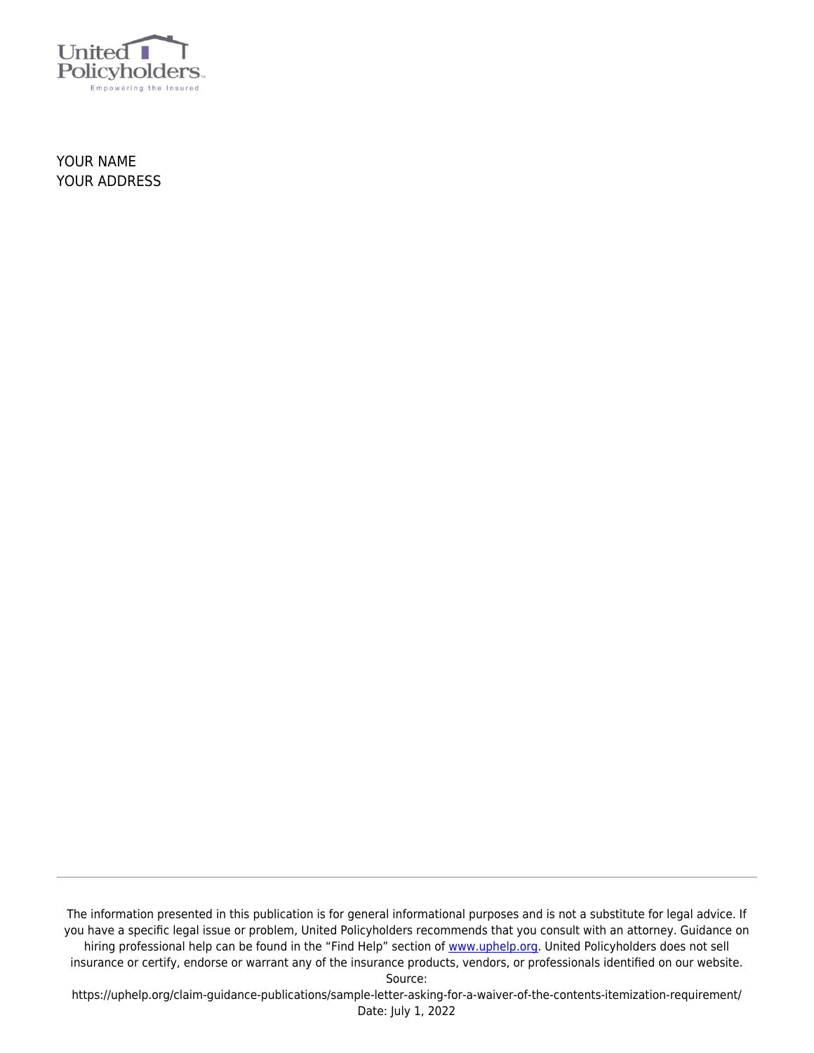YOUR NAME
YOUR ADDRESS

The information presented in this publication is for general informational purposes and is not a substitute for legal advice. If you have a specific legal issue or problem, United Policyholders recommends that you consult with an attorney. Guidance on hiring professional help can be found in the "Find Help" section of www.uphelp.org. United Policyholders does not sell insurance or certify, endorse or warrant any of the insurance products, vendors, or professionals identified on our website.
Source:
https://uphelp.org/claim-guidance-publications/sample-letter-asking-for-a-waiver-of-the-contents-itemization-requirement/
Date: July 1, 2022